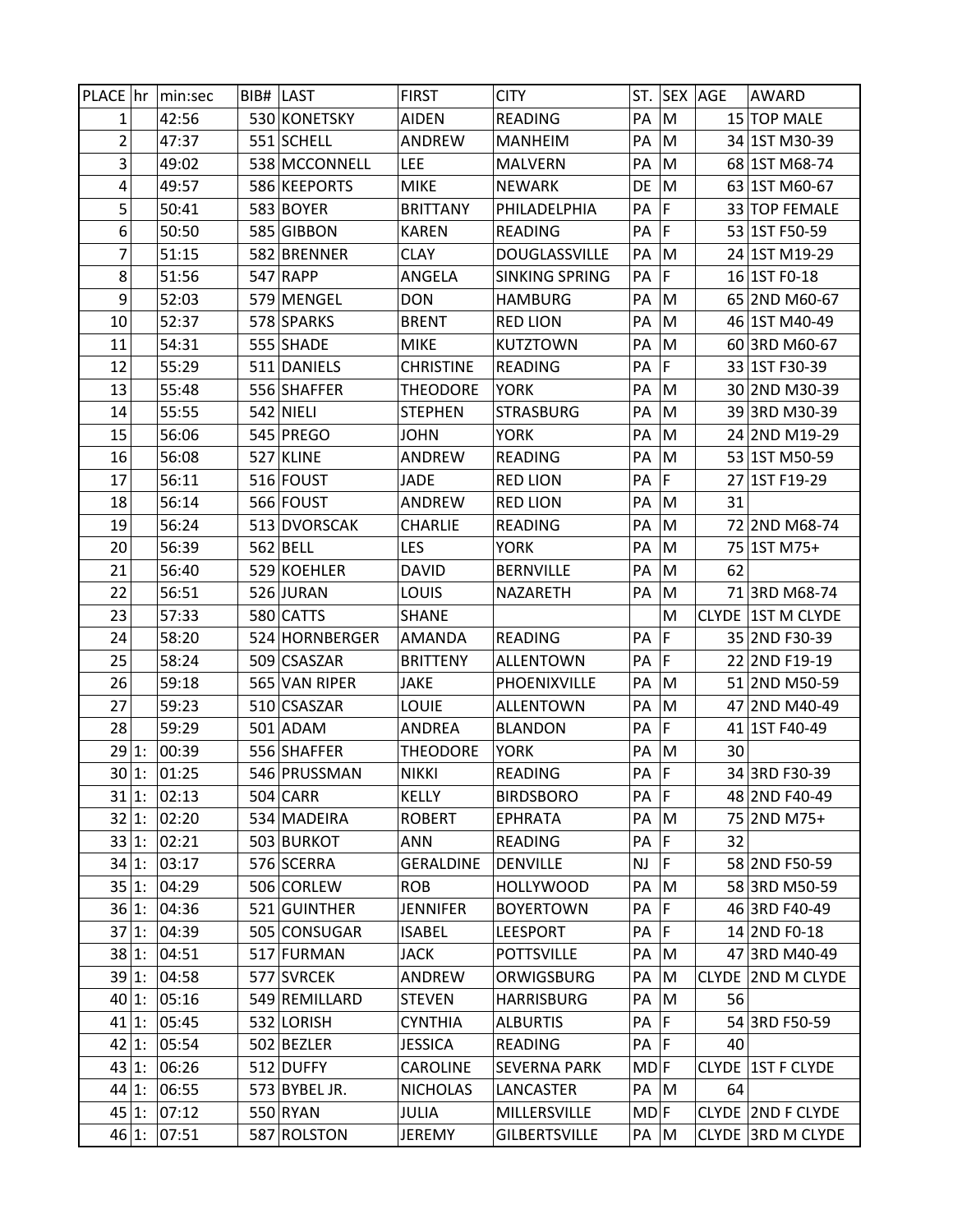| PLACE | hr | min:sec | BIB# | LAST | FIRST | CITY | ST. | SEX | AGE | AWARD |
|---|---|---|---|---|---|---|---|---|---|---|
| 1 | | 42:56 | 530 | KONETSKY | AIDEN | READING | PA | M | 15 | TOP MALE |
| 2 | | 47:37 | 551 | SCHELL | ANDREW | MANHEIM | PA | M | 34 | 1ST M30-39 |
| 3 | | 49:02 | 538 | MCCONNELL | LEE | MALVERN | PA | M | 68 | 1ST M68-74 |
| 4 | | 49:57 | 586 | KEEPORTS | MIKE | NEWARK | DE | M | 63 | 1ST M60-67 |
| 5 | | 50:41 | 583 | BOYER | BRITTANY | PHILADELPHIA | PA | F | 33 | TOP FEMALE |
| 6 | | 50:50 | 585 | GIBBON | KAREN | READING | PA | F | 53 | 1ST F50-59 |
| 7 | | 51:15 | 582 | BRENNER | CLAY | DOUGLASSVILLE | PA | M | 24 | 1ST M19-29 |
| 8 | | 51:56 | 547 | RAPP | ANGELA | SINKING SPRING | PA | F | 16 | 1ST F0-18 |
| 9 | | 52:03 | 579 | MENGEL | DON | HAMBURG | PA | M | 65 | 2ND M60-67 |
| 10 | | 52:37 | 578 | SPARKS | BRENT | RED LION | PA | M | 46 | 1ST M40-49 |
| 11 | | 54:31 | 555 | SHADE | MIKE | KUTZTOWN | PA | M | 60 | 3RD M60-67 |
| 12 | | 55:29 | 511 | DANIELS | CHRISTINE | READING | PA | F | 33 | 1ST F30-39 |
| 13 | | 55:48 | 556 | SHAFFER | THEODORE | YORK | PA | M | 30 | 2ND M30-39 |
| 14 | | 55:55 | 542 | NIELI | STEPHEN | STRASBURG | PA | M | 39 | 3RD M30-39 |
| 15 | | 56:06 | 545 | PREGO | JOHN | YORK | PA | M | 24 | 2ND M19-29 |
| 16 | | 56:08 | 527 | KLINE | ANDREW | READING | PA | M | 53 | 1ST M50-59 |
| 17 | | 56:11 | 516 | FOUST | JADE | RED LION | PA | F | 27 | 1ST F19-29 |
| 18 | | 56:14 | 566 | FOUST | ANDREW | RED LION | PA | M | 31 | |
| 19 | | 56:24 | 513 | DVORSCAK | CHARLIE | READING | PA | M | 72 | 2ND M68-74 |
| 20 | | 56:39 | 562 | BELL | LES | YORK | PA | M | 75 | 1ST M75+ |
| 21 | | 56:40 | 529 | KOEHLER | DAVID | BERNVILLE | PA | M | 62 | |
| 22 | | 56:51 | 526 | JURAN | LOUIS | NAZARETH | PA | M | 71 | 3RD M68-74 |
| 23 | | 57:33 | 580 | CATTS | SHANE | | | M | CLYDE | 1ST M CLYDE |
| 24 | | 58:20 | 524 | HORNBERGER | AMANDA | READING | PA | F | 35 | 2ND F30-39 |
| 25 | | 58:24 | 509 | CSASZAR | BRITTENY | ALLENTOWN | PA | F | 22 | 2ND F19-19 |
| 26 | | 59:18 | 565 | VAN RIPER | JAKE | PHOENIXVILLE | PA | M | 51 | 2ND M50-59 |
| 27 | | 59:23 | 510 | CSASZAR | LOUIE | ALLENTOWN | PA | M | 47 | 2ND M40-49 |
| 28 | | 59:29 | 501 | ADAM | ANDREA | BLANDON | PA | F | 41 | 1ST F40-49 |
| 29 | 1: | 00:39 | 556 | SHAFFER | THEODORE | YORK | PA | M | 30 | |
| 30 | 1: | 01:25 | 546 | PRUSSMAN | NIKKI | READING | PA | F | 34 | 3RD F30-39 |
| 31 | 1: | 02:13 | 504 | CARR | KELLY | BIRDSBORO | PA | F | 48 | 2ND F40-49 |
| 32 | 1: | 02:20 | 534 | MADEIRA | ROBERT | EPHRATA | PA | M | 75 | 2ND M75+ |
| 33 | 1: | 02:21 | 503 | BURKOT | ANN | READING | PA | F | 32 | |
| 34 | 1: | 03:17 | 576 | SCERRA | GERALDINE | DENVILLE | NJ | F | 58 | 2ND F50-59 |
| 35 | 1: | 04:29 | 506 | CORLEW | ROB | HOLLYWOOD | PA | M | 58 | 3RD M50-59 |
| 36 | 1: | 04:36 | 521 | GUINTHER | JENNIFER | BOYERTOWN | PA | F | 46 | 3RD F40-49 |
| 37 | 1: | 04:39 | 505 | CONSUGAR | ISABEL | LEESPORT | PA | F | 14 | 2ND F0-18 |
| 38 | 1: | 04:51 | 517 | FURMAN | JACK | POTTSVILLE | PA | M | 47 | 3RD M40-49 |
| 39 | 1: | 04:58 | 577 | SVRCEK | ANDREW | ORWIGSBURG | PA | M | CLYDE | 2ND M CLYDE |
| 40 | 1: | 05:16 | 549 | REMILLARD | STEVEN | HARRISBURG | PA | M | 56 | |
| 41 | 1: | 05:45 | 532 | LORISH | CYNTHIA | ALBURTIS | PA | F | 54 | 3RD F50-59 |
| 42 | 1: | 05:54 | 502 | BEZLER | JESSICA | READING | PA | F | 40 | |
| 43 | 1: | 06:26 | 512 | DUFFY | CAROLINE | SEVERNA PARK | MD | F | CLYDE | 1ST F CLYDE |
| 44 | 1: | 06:55 | 573 | BYBEL JR. | NICHOLAS | LANCASTER | PA | M | 64 | |
| 45 | 1: | 07:12 | 550 | RYAN | JULIA | MILLERSVILLE | MD | F | CLYDE | 2ND F CLYDE |
| 46 | 1: | 07:51 | 587 | ROLSTON | JEREMY | GILBERTSVILLE | PA | M | CLYDE | 3RD M CLYDE |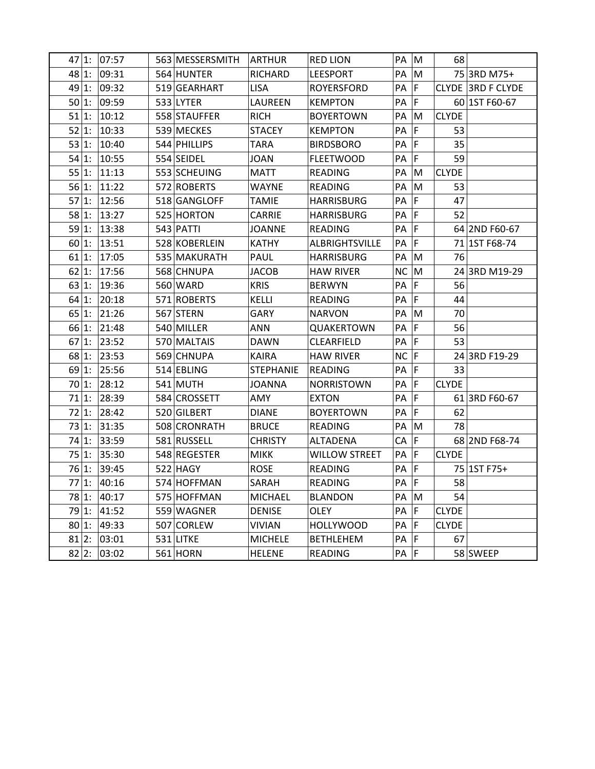| | | | | | | | | | | |
|---|---|---|---|---|---|---|---|---|---|---|
| 47 | 1: | 07:57 | 563 | MESSERSMITH | ARTHUR | RED LION | PA | M | 68 | |
| 48 | 1: | 09:31 | 564 | HUNTER | RICHARD | LEESPORT | PA | M | 75 | 3RD M75+ |
| 49 | 1: | 09:32 | 519 | GEARHART | LISA | ROYERSFORD | PA | F | CLYDE | 3RD F CLYDE |
| 50 | 1: | 09:59 | 533 | LYTER | LAUREEN | KEMPTON | PA | F | 60 | 1ST F60-67 |
| 51 | 1: | 10:12 | 558 | STAUFFER | RICH | BOYERTOWN | PA | M | CLYDE | |
| 52 | 1: | 10:33 | 539 | MECKES | STACEY | KEMPTON | PA | F | 53 | |
| 53 | 1: | 10:40 | 544 | PHILLIPS | TARA | BIRDSBORO | PA | F | 35 | |
| 54 | 1: | 10:55 | 554 | SEIDEL | JOAN | FLEETWOOD | PA | F | 59 | |
| 55 | 1: | 11:13 | 553 | SCHEUING | MATT | READING | PA | M | CLYDE | |
| 56 | 1: | 11:22 | 572 | ROBERTS | WAYNE | READING | PA | M | 53 | |
| 57 | 1: | 12:56 | 518 | GANGLOFF | TAMIE | HARRISBURG | PA | F | 47 | |
| 58 | 1: | 13:27 | 525 | HORTON | CARRIE | HARRISBURG | PA | F | 52 | |
| 59 | 1: | 13:38 | 543 | PATTI | JOANNE | READING | PA | F | 64 | 2ND F60-67 |
| 60 | 1: | 13:51 | 528 | KOBERLEIN | KATHY | ALBRIGHTSVILLE | PA | F | 71 | 1ST F68-74 |
| 61 | 1: | 17:05 | 535 | MAKURATH | PAUL | HARRISBURG | PA | M | 76 | |
| 62 | 1: | 17:56 | 568 | CHNUPA | JACOB | HAW RIVER | NC | M | 24 | 3RD M19-29 |
| 63 | 1: | 19:36 | 560 | WARD | KRIS | BERWYN | PA | F | 56 | |
| 64 | 1: | 20:18 | 571 | ROBERTS | KELLI | READING | PA | F | 44 | |
| 65 | 1: | 21:26 | 567 | STERN | GARY | NARVON | PA | M | 70 | |
| 66 | 1: | 21:48 | 540 | MILLER | ANN | QUAKERTOWN | PA | F | 56 | |
| 67 | 1: | 23:52 | 570 | MALTAIS | DAWN | CLEARFIELD | PA | F | 53 | |
| 68 | 1: | 23:53 | 569 | CHNUPA | KAIRA | HAW RIVER | NC | F | 24 | 3RD F19-29 |
| 69 | 1: | 25:56 | 514 | EBLING | STEPHANIE | READING | PA | F | 33 | |
| 70 | 1: | 28:12 | 541 | MUTH | JOANNA | NORRISTOWN | PA | F | CLYDE | |
| 71 | 1: | 28:39 | 584 | CROSSETT | AMY | EXTON | PA | F | 61 | 3RD F60-67 |
| 72 | 1: | 28:42 | 520 | GILBERT | DIANE | BOYERTOWN | PA | F | 62 | |
| 73 | 1: | 31:35 | 508 | CRONRATH | BRUCE | READING | PA | M | 78 | |
| 74 | 1: | 33:59 | 581 | RUSSELL | CHRISTY | ALTADENA | CA | F | 68 | 2ND F68-74 |
| 75 | 1: | 35:30 | 548 | REGESTER | MIKK | WILLOW STREET | PA | F | CLYDE | |
| 76 | 1: | 39:45 | 522 | HAGY | ROSE | READING | PA | F | 75 | 1ST F75+ |
| 77 | 1: | 40:16 | 574 | HOFFMAN | SARAH | READING | PA | F | 58 | |
| 78 | 1: | 40:17 | 575 | HOFFMAN | MICHAEL | BLANDON | PA | M | 54 | |
| 79 | 1: | 41:52 | 559 | WAGNER | DENISE | OLEY | PA | F | CLYDE | |
| 80 | 1: | 49:33 | 507 | CORLEW | VIVIAN | HOLLYWOOD | PA | F | CLYDE | |
| 81 | 2: | 03:01 | 531 | LITKE | MICHELE | BETHLEHEM | PA | F | 67 | |
| 82 | 2: | 03:02 | 561 | HORN | HELENE | READING | PA | F | 58 | SWEEP |